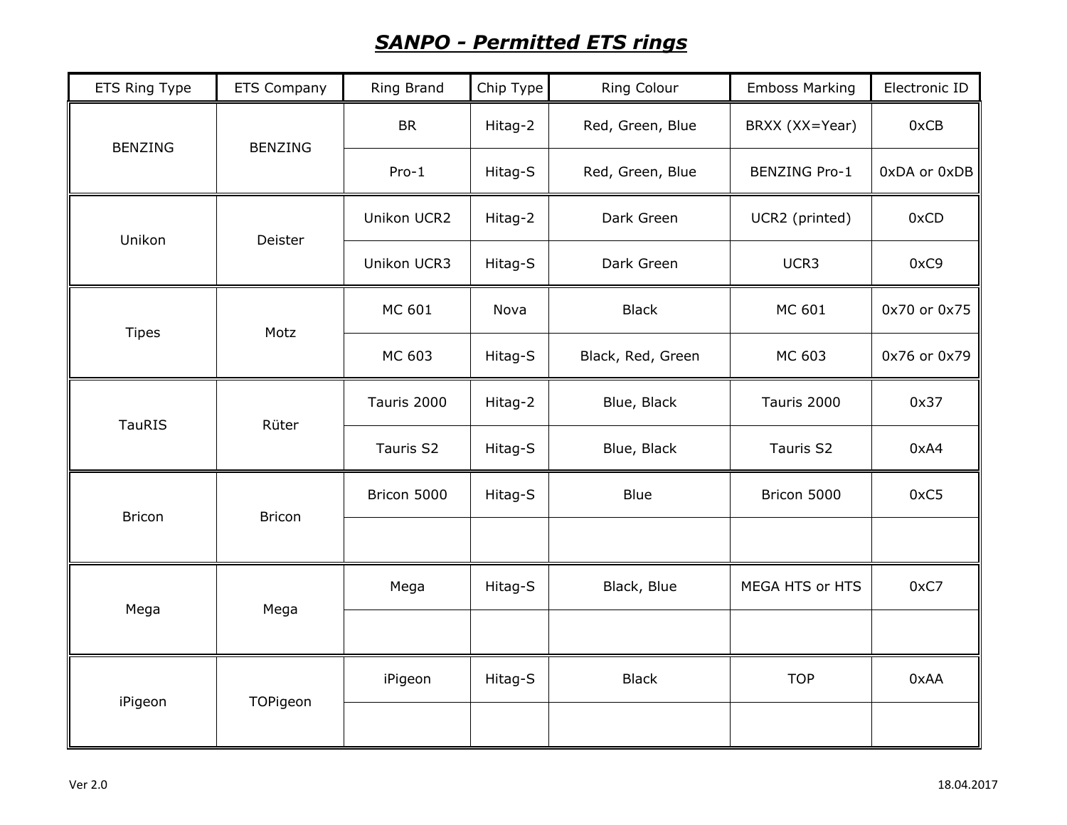# ***SANPO - Permitted ETS rings***

| ETS Ring Type | ETS Company | Ring Brand | Chip Type | Ring Colour | Emboss Marking | Electronic ID |
|---|---|---|---|---|---|---|
| BENZING | BENZING | BR | Hitag-2 | Red, Green, Blue | BRXX (XX=Year) | 0xCB |
| | | Pro-1 | Hitag-S | Red, Green, Blue | BENZING Pro-1 | 0xDA or 0xDB |
| Unikon | Deister | Unikon UCR2 | Hitag-2 | Dark Green | UCR2 (printed) | 0xCD |
| | | Unikon UCR3 | Hitag-S | Dark Green | UCR3 | 0xC9 |
| Tipes | Motz | MC 601 | Nova | Black | MC 601 | 0x70 or 0x75 |
| | | MC 603 | Hitag-S | Black, Red, Green | MC 603 | 0x76 or 0x79 |
| TauRIS | Rüter | Tauris 2000 | Hitag-2 | Blue, Black | Tauris 2000 | 0x37 |
| | | Tauris S2 | Hitag-S | Blue, Black | Tauris S2 | 0xA4 |
| Bricon | Bricon | Bricon 5000 | Hitag-S | Blue | Bricon 5000 | 0xC5 |
| | | | | | | |
| Mega | Mega | Mega | Hitag-S | Black, Blue | MEGA HTS or HTS | 0xC7 |
| | | | | | | |
| iPigeon | TOPigeon | iPigeon | Hitag-S | Black | TOP | 0xAA |
| | | | | | | |

Ver 2.0

18.04.2017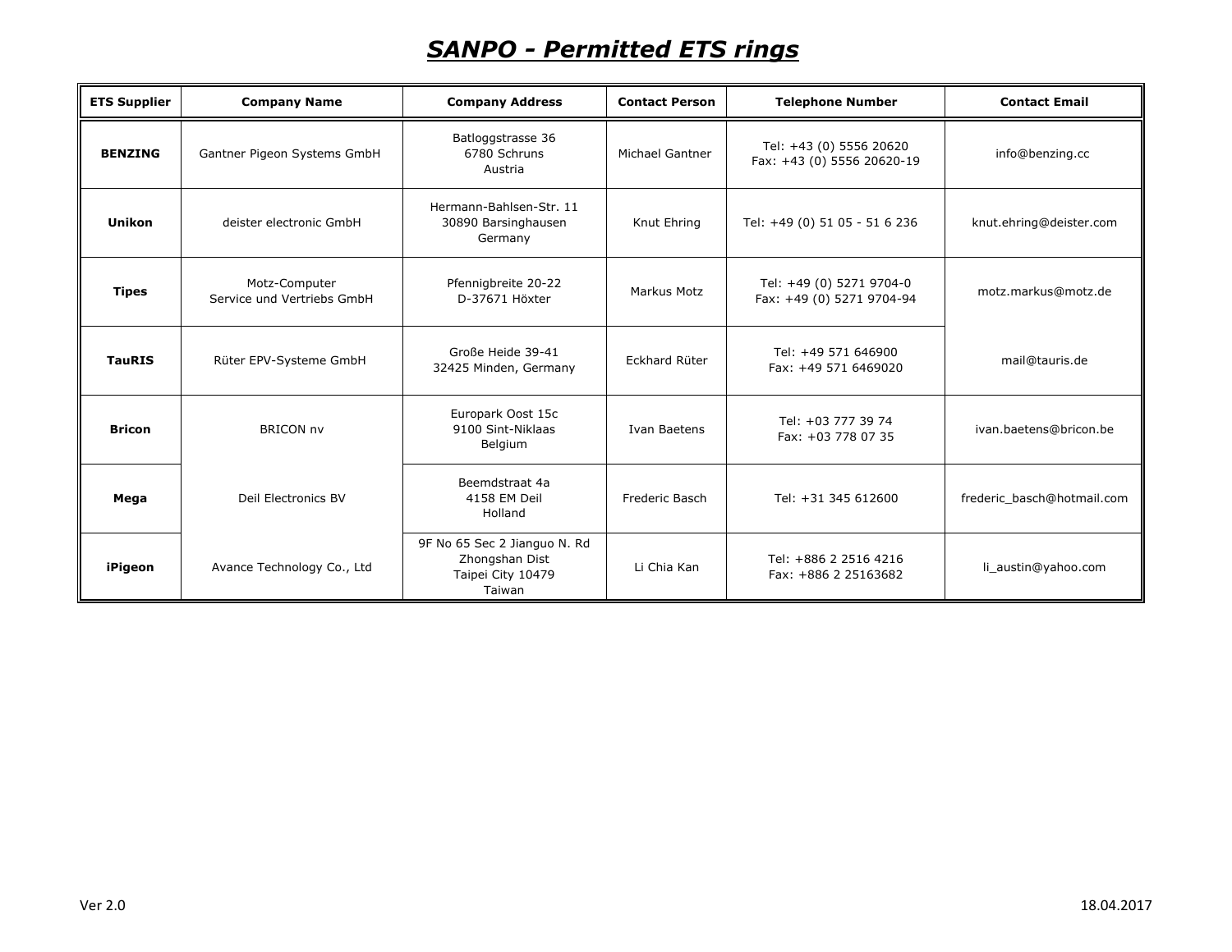# *SANPO - Permitted ETS rings*

| ETS Supplier | Company Name | Company Address | Contact Person | Telephone Number | Contact Email |
|---|---|---|---|---|---|
| **BENZING** | Gantner Pigeon Systems GmbH | Batloggstrasse 36<br>6780 Schruns<br>Austria | Michael Gantner | Tel: +43 (0) 5556 20620<br>Fax: +43 (0) 5556 20620-19 | info@benzing.cc |
| **Unikon** | deister electronic GmbH | Hermann-Bahlsen-Str. 11<br>30890 Barsinghausen<br>Germany | Knut Ehring | Tel: +49 (0) 51 05 - 51 6 236 | knut.ehring@deister.com |
| **Tipes** | Motz-Computer<br>Service und Vertriebs GmbH | Pfennigbreite 20-22<br>D-37671 Höxter | Markus Motz | Tel: +49 (0) 5271 9704-0<br>Fax: +49 (0) 5271 9704-94 | motz.markus@motz.de |
| **TauRIS** | Rüter EPV-Systeme GmbH | Große Heide 39-41<br>32425 Minden, Germany | Eckhard Rüter | Tel: +49 571 646900<br>Fax: +49 571 6469020 | mail@tauris.de |
| **Bricon** | BRICON nv | Europark Oost 15c<br>9100 Sint-Niklaas<br>Belgium | Ivan Baetens | Tel: +03 777 39 74<br>Fax: +03 778 07 35 | ivan.baetens@bricon.be |
| **Mega** | Deil Electronics BV | Beemdstraat 4a<br>4158 EM Deil<br>Holland | Frederic Basch | Tel: +31 345 612600 | frederic_basch@hotmail.com |
| **iPigeon** | Avance Technology Co., Ltd | 9F No 65 Sec 2 Jianguo N. Rd<br>Zhongshan Dist<br>Taipei City 10479<br>Taiwan | Li Chia Kan | Tel: +886 2 2516 4216<br>Fax: +886 2 25163682 | li_austin@yahoo.com |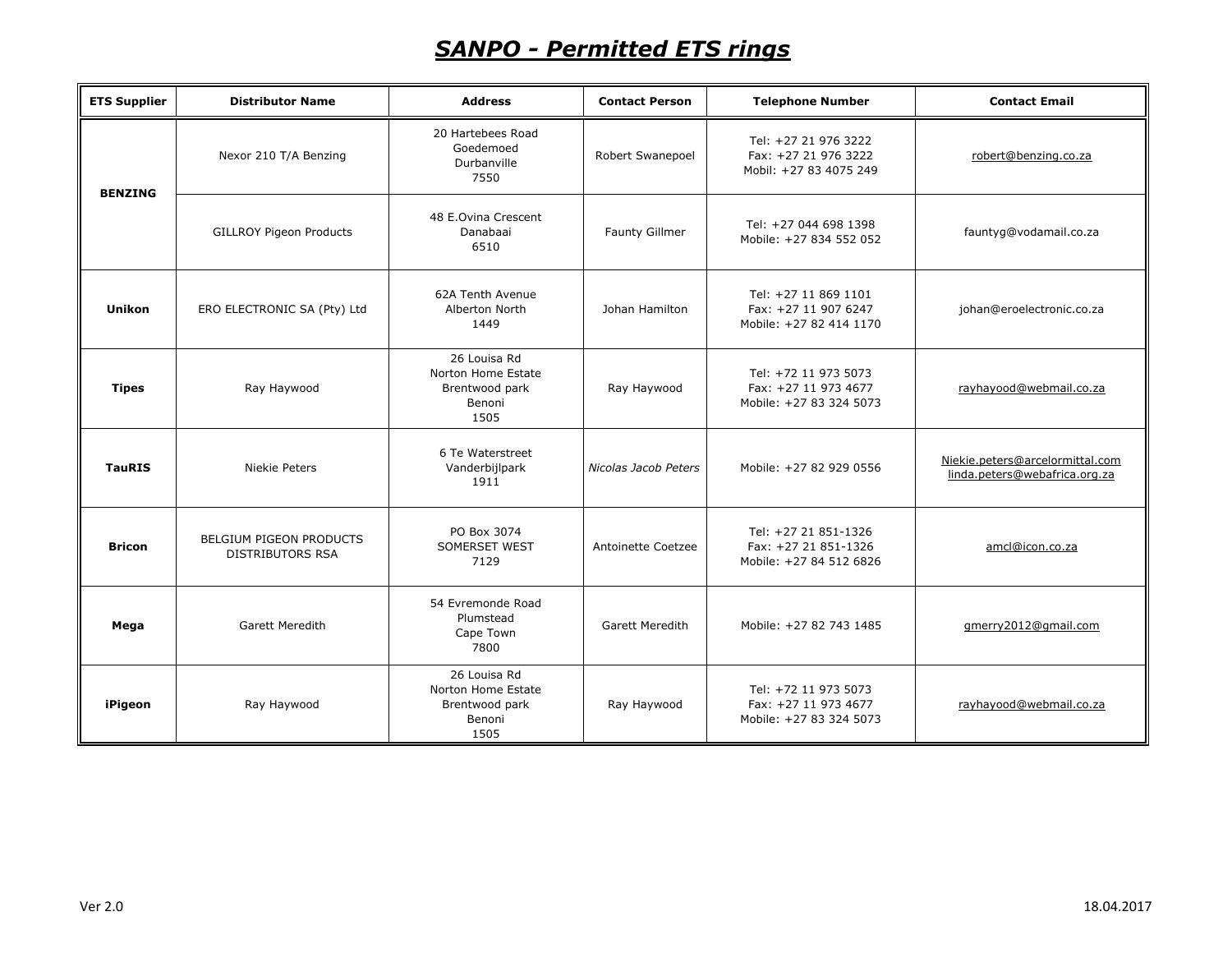# ***SANPO - Permitted ETS rings***

| ETS Supplier | Distributor Name | Address | Contact Person | Telephone Number | Contact Email |
|---|---|---|---|---|---|
| **BENZING** | Nexor 210 T/A Benzing | 20 Hartebees Road<br>Goedemoed<br>Durbanville<br>7550 | Robert Swanepoel | Tel: +27 21 976 3222<br>Fax: +27 21 976 3222<br>Mobil: +27 83 4075 249 | robert@benzing.co.za |
| | GILLROY Pigeon Products | 48 E.Ovina Crescent<br>Danabaai<br>6510 | Faunty Gillmer | Tel: +27 044 698 1398<br>Mobile: +27 834 552 052 | fauntyg@vodamail.co.za |
| **Unikon** | ERO ELECTRONIC SA (Pty) Ltd | 62A Tenth Avenue<br>Alberton North<br>1449 | Johan Hamilton | Tel: +27 11 869 1101<br>Fax: +27 11 907 6247<br>Mobile: +27 82 414 1170 | johan@eroelectronic.co.za |
| **Tipes** | Ray Haywood | 26 Louisa Rd<br>Norton Home Estate<br>Brentwood park<br>Benoni<br>1505 | Ray Haywood | Tel: +72 11 973 5073<br>Fax: +27 11 973 4677<br>Mobile: +27 83 324 5073 | rayhayood@webmail.co.za |
| **TauRIS** | Niekie Peters | 6 Te Waterstreet<br>Vanderbijlpark<br>1911 | *Nicolas Jacob Peters* | Mobile: +27 82 929 0556 | Niekie.peters@arcelormittal.com<br>linda.peters@webafrica.org.za |
| **Bricon** | BELGIUM PIGEON PRODUCTS DISTRIBUTORS RSA | PO Box 3074<br>SOMERSET WEST<br>7129 | Antoinette Coetzee | Tel: +27 21 851-1326<br>Fax: +27 21 851-1326<br>Mobile: +27 84 512 6826 | amcl@icon.co.za |
| **Mega** | Garett Meredith | 54 Evremonde Road<br>Plumstead<br>Cape Town<br>7800 | Garett Meredith | Mobile: +27 82 743 1485 | gmerry2012@gmail.com |
| **iPigeon** | Ray Haywood | 26 Louisa Rd<br>Norton Home Estate<br>Brentwood park<br>Benoni<br>1505 | Ray Haywood | Tel: +72 11 973 5073<br>Fax: +27 11 973 4677<br>Mobile: +27 83 324 5073 | rayhayood@webmail.co.za |

Ver 2.0

18.04.2017